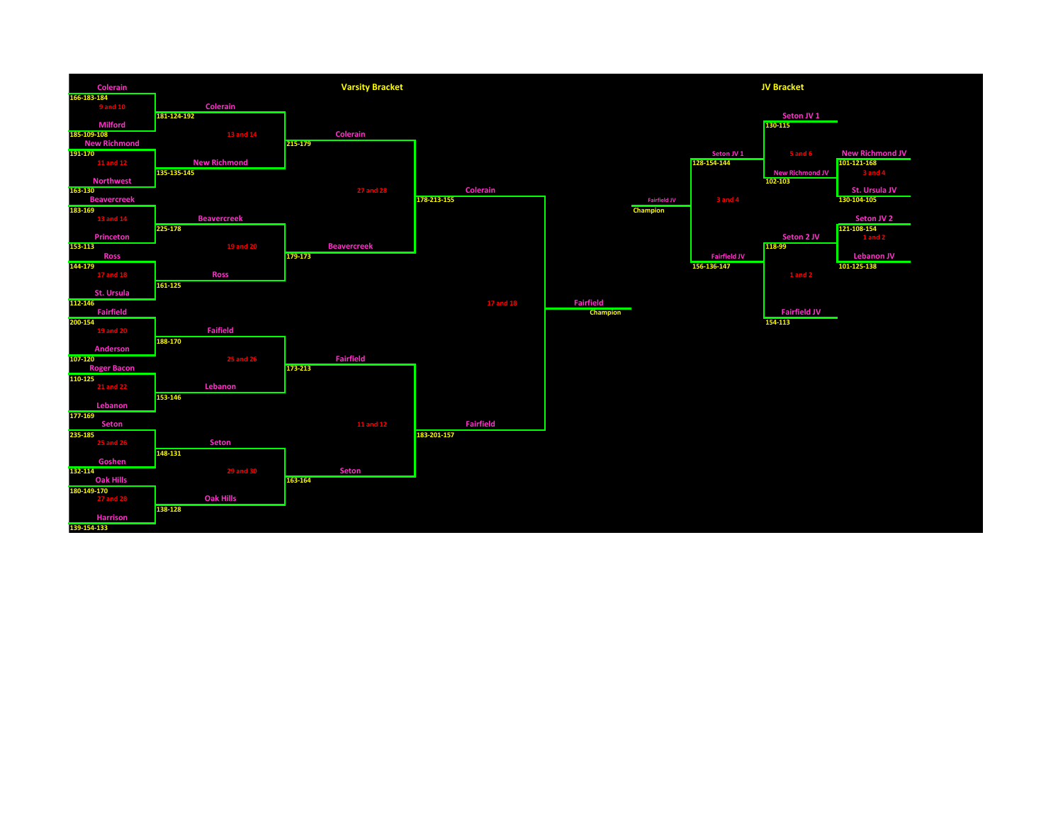## Varsity Bracket

### Round 1

| Match | Team | Scores | Team | Scores |
|---|---|---|---|---|
| 9 and 10 | Colerain | 166-183-184 | Milford | 185-109-108 |
| 11 and 12 | New Richmond | 191-170 | Northwest | 163-130 |
| 13 and 14 | Beavercreek | 183-169 | Princeton | 153-113 |
| 17 and 18 | Ross | 144-179 | St. Ursula | 112-146 |
| 19 and 20 | Fairfield | 200-154 | Anderson | 107-120 |
| 21 and 22 | Roger Bacon | 110-125 | Lebanon | 177-169 |
| 25 and 26 | Seton | 235-185 | Goshen | 132-114 |
| 27 and 28 | Oak Hills | 180-149-170 | Harrison | 139-154-133 |

### Round 2

| Match | Team | Scores | Team | Scores |
|---|---|---|---|---|
| 13 and 14 | Colerain | 181-124-192 | New Richmond | 135-135-145 |
| 19 and 20 | Beavercreek | 225-178 | Ross | 161-125 |
| 25 and 26 | Faifield | 188-170 | Lebanon | 153-146 |
| 29 and 30 | Seton | 148-131 | Oak Hills | 138-128 |

### Semifinals

| Match | Team | Scores | Team | Scores |
|---|---|---|---|---|
| 27 and 28 | Colerain | 215-179 | Beavercreek | 179-173 |
| 11 and 12 | Fairfield | 173-213 | Seton | 163-164 |

### Final

| Match | Team | Scores | Team | Scores |
|---|---|---|---|---|
| 17 and 18 | Colerain | 178-213-155 | Fairfield | 183-201-157 |

**Champion: Fairfield**

## JV Bracket

### Round 1

| Match | Team | Scores | Team | Scores |
|---|---|---|---|---|
| 3 and 4 | New Richmond JV | 101-121-168 | St. Ursula JV | 130-104-105 |
| 1 and 2 | Seton JV 2 | 121-108-154 | Lebanon JV | 101-125-138 |

### Round 2

| Match | Team | Scores | Team | Scores |
|---|---|---|---|---|
| 5 and 6 | Seton JV 1 | 130-115 | New Richmond JV | 102-103 |
| 1 and 2 | Seton 2 JV | 118-99 | Fairfield JV | 154-113 |

### Final

| Match | Team | Scores | Team | Scores |
|---|---|---|---|---|
| 3 and 4 | Seton JV 1 | 128-154-144 | Fairfield JV | 156-136-147 |

**Champion: Fairfield JV**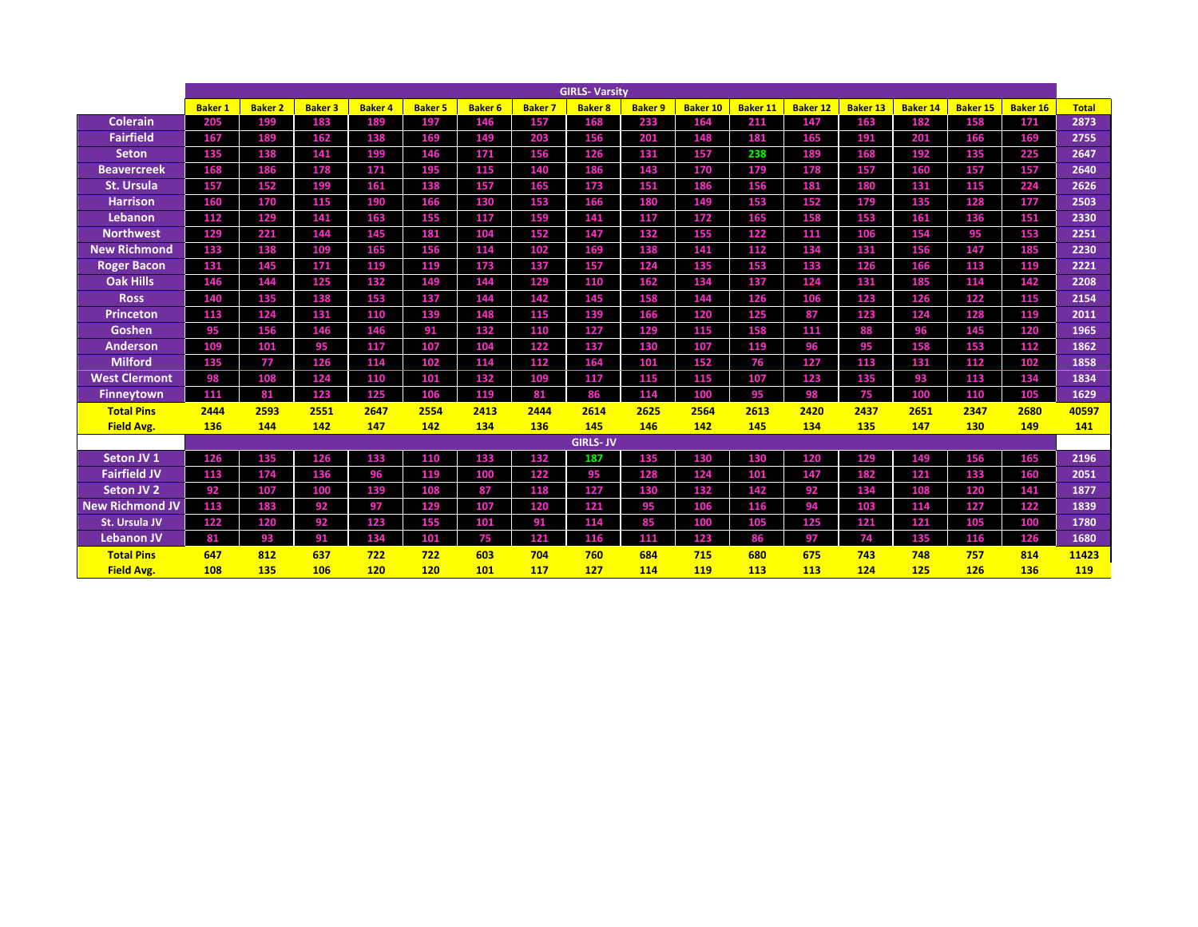| | Baker 1 | Baker 2 | Baker 3 | Baker 4 | Baker 5 | Baker 6 | Baker 7 | Baker 8 | Baker 9 | Baker 10 | Baker 11 | Baker 12 | Baker 13 | Baker 14 | Baker 15 | Baker 16 | Total |
|---|---|---|---|---|---|---|---|---|---|---|---|---|---|---|---|---|---|
| **GIRLS- Varsity** | | | | | | | | | | | | | | | | | |
| Colerain | 205 | 199 | 183 | 189 | 197 | 146 | 157 | 168 | 233 | 164 | 211 | 147 | 163 | 182 | 158 | 171 | 2873 |
| Fairfield | 167 | 189 | 162 | 138 | 169 | 149 | 203 | 156 | 201 | 148 | 181 | 165 | 191 | 201 | 166 | 169 | 2755 |
| Seton | 135 | 138 | 141 | 199 | 146 | 171 | 156 | 126 | 131 | 157 | 238 | 189 | 168 | 192 | 135 | 225 | 2647 |
| Beavercreek | 168 | 186 | 178 | 171 | 195 | 115 | 140 | 186 | 143 | 170 | 179 | 178 | 157 | 160 | 157 | 157 | 2640 |
| St. Ursula | 157 | 152 | 199 | 161 | 138 | 157 | 165 | 173 | 151 | 186 | 156 | 181 | 180 | 131 | 115 | 224 | 2626 |
| Harrison | 160 | 170 | 115 | 190 | 166 | 130 | 153 | 166 | 180 | 149 | 153 | 152 | 179 | 135 | 128 | 177 | 2503 |
| Lebanon | 112 | 129 | 141 | 163 | 155 | 117 | 159 | 141 | 117 | 172 | 165 | 158 | 153 | 161 | 136 | 151 | 2330 |
| Northwest | 129 | 221 | 144 | 145 | 181 | 104 | 152 | 147 | 132 | 155 | 122 | 111 | 106 | 154 | 95 | 153 | 2251 |
| New Richmond | 133 | 138 | 109 | 165 | 156 | 114 | 102 | 169 | 138 | 141 | 112 | 134 | 131 | 156 | 147 | 185 | 2230 |
| Roger Bacon | 131 | 145 | 171 | 119 | 119 | 173 | 137 | 157 | 124 | 135 | 153 | 133 | 126 | 166 | 113 | 119 | 2221 |
| Oak Hills | 146 | 144 | 125 | 132 | 149 | 144 | 129 | 110 | 162 | 134 | 137 | 124 | 131 | 185 | 114 | 142 | 2208 |
| Ross | 140 | 135 | 138 | 153 | 137 | 144 | 142 | 145 | 158 | 144 | 126 | 106 | 123 | 126 | 122 | 115 | 2154 |
| Princeton | 113 | 124 | 131 | 110 | 139 | 148 | 115 | 139 | 166 | 120 | 125 | 87 | 123 | 124 | 128 | 119 | 2011 |
| Goshen | 95 | 156 | 146 | 146 | 91 | 132 | 110 | 127 | 129 | 115 | 158 | 111 | 88 | 96 | 145 | 120 | 1965 |
| Anderson | 109 | 101 | 95 | 117 | 107 | 104 | 122 | 137 | 130 | 107 | 119 | 96 | 95 | 158 | 153 | 112 | 1862 |
| Milford | 135 | 77 | 126 | 114 | 102 | 114 | 112 | 164 | 101 | 152 | 76 | 127 | 113 | 131 | 112 | 102 | 1858 |
| West Clermont | 98 | 108 | 124 | 110 | 101 | 132 | 109 | 117 | 115 | 115 | 107 | 123 | 135 | 93 | 113 | 134 | 1834 |
| Finneytown | 111 | 81 | 123 | 125 | 106 | 119 | 81 | 86 | 114 | 100 | 95 | 98 | 75 | 100 | 110 | 105 | 1629 |
| **Total Pins** | 2444 | 2593 | 2551 | 2647 | 2554 | 2413 | 2444 | 2614 | 2625 | 2564 | 2613 | 2420 | 2437 | 2651 | 2347 | 2680 | 40597 |
| **Field Avg.** | 136 | 144 | 142 | 147 | 142 | 134 | 136 | 145 | 146 | 142 | 145 | 134 | 135 | 147 | 130 | 149 | 141 |
| **GIRLS- JV** | | | | | | | | | | | | | | | | | |
| Seton JV 1 | 126 | 135 | 126 | 133 | 110 | 133 | 132 | 187 | 135 | 130 | 130 | 120 | 129 | 149 | 156 | 165 | 2196 |
| Fairfield JV | 113 | 174 | 136 | 96 | 119 | 100 | 122 | 95 | 128 | 124 | 101 | 147 | 182 | 121 | 133 | 160 | 2051 |
| Seton JV 2 | 92 | 107 | 100 | 139 | 108 | 87 | 118 | 127 | 130 | 132 | 142 | 92 | 134 | 108 | 120 | 141 | 1877 |
| New Richmond JV | 113 | 183 | 92 | 97 | 129 | 107 | 120 | 121 | 95 | 106 | 116 | 94 | 103 | 114 | 127 | 122 | 1839 |
| St. Ursula JV | 122 | 120 | 92 | 123 | 155 | 101 | 91 | 114 | 85 | 100 | 105 | 125 | 121 | 121 | 105 | 100 | 1780 |
| Lebanon JV | 81 | 93 | 91 | 134 | 101 | 75 | 121 | 116 | 111 | 123 | 86 | 97 | 74 | 135 | 116 | 126 | 1680 |
| **Total Pins** | 647 | 812 | 637 | 722 | 722 | 603 | 704 | 760 | 684 | 715 | 680 | 675 | 743 | 748 | 757 | 814 | 11423 |
| **Field Avg.** | 108 | 135 | 106 | 120 | 120 | 101 | 117 | 127 | 114 | 119 | 113 | 113 | 124 | 125 | 126 | 136 | 119 |